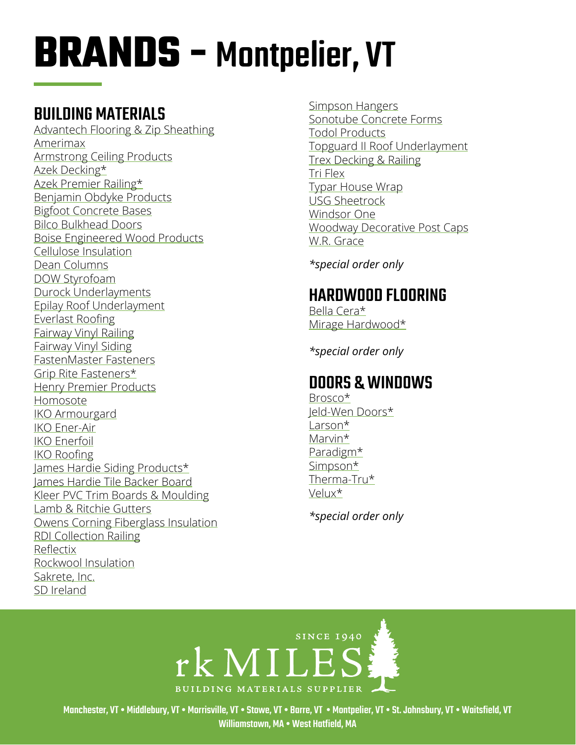# BRANDS – Montpelier, VT

## BUILDING MATERIALS

Advantech Flooring & Zip Sheathing
Amerimax
Armstrong Ceiling Products
Azek Decking*
Azek Premier Railing*
Benjamin Obdyke Products
Bigfoot Concrete Bases
Bilco Bulkhead Doors
Boise Engineered Wood Products
Cellulose Insulation
Dean Columns
DOW Styrofoam
Durock Underlayments
Epilay Roof Underlayment
Everlast Roofing
Fairway Vinyl Railing
Fairway Vinyl Siding
FastenMaster Fasteners
Grip Rite Fasteners*
Henry Premier Products
Homosote
IKO Armourgard
IKO Ener-Air
IKO Enerfoil
IKO Roofing
James Hardie Siding Products*
James Hardie Tile Backer Board
Kleer PVC Trim Boards & Moulding
Lamb & Ritchie Gutters
Owens Corning Fiberglass Insulation
RDI Collection Railing
Reflectix
Rockwool Insulation
Sakrete, Inc.
SD Ireland
Simpson Hangers
Sonotube Concrete Forms
Todol Products
Topguard II Roof Underlayment
Trex Decking & Railing
Tri Flex
Typar House Wrap
USG Sheetrock
Windsor One
Woodway Decorative Post Caps
W.R. Grace

*\*special order only*

## HARDWOOD FLOORING

Bella Cera*
Mirage Hardwood*

*\*special order only*

## DOORS & WINDOWS

Brosco*
Jeld-Wen Doors*
Larson*
Marvin*
Paradigm*
Simpson*
Therma-Tru*
Velux*

*\*special order only*

SINCE 1940
rk MILES
BUILDING MATERIALS SUPPLIER

Manchester, VT • Middlebury, VT • Morrisville, VT • Stowe, VT • Barre, VT • Montpelier, VT • St. Johnsbury, VT • Waitsfield, VT
Williamstown, MA • West Hatfield, MA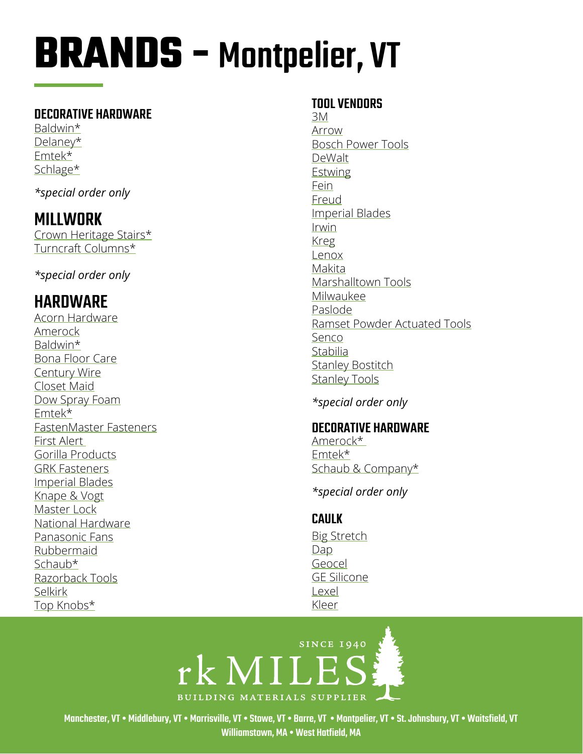# BRANDS – Montpelier, VT

## DECORATIVE HARDWARE

Baldwin*
Delaney*
Emtek*
Schlage*

*special order only*

## MILLWORK

Crown Heritage Stairs*
Turncraft Columns*

*special order only*

## HARDWARE

Acorn Hardware
Amerock
Baldwin*
Bona Floor Care
Century Wire
Closet Maid
Dow Spray Foam
Emtek*
FastenMaster Fasteners
First Alert
Gorilla Products
GRK Fasteners
Imperial Blades
Knape & Vogt
Master Lock
National Hardware
Panasonic Fans
Rubbermaid
Schaub*
Razorback Tools
Selkirk
Top Knobs*

## TOOL VENDORS

3M
Arrow
Bosch Power Tools
DeWalt
Estwing
Fein
Freud
Imperial Blades
Irwin
Kreg
Lenox
Makita
Marshalltown Tools
Milwaukee
Paslode
Ramset Powder Actuated Tools
Senco
Stabilia
Stanley Bostitch
Stanley Tools

*special order only*

## DECORATIVE HARDWARE

Amerock*
Emtek*
Schaub & Company*

*special order only*

## CAULK

Big Stretch
Dap
Geocel
GE Silicone
Lexel
Kleer

SINCE 1940
rk MILES
BUILDING MATERIALS SUPPLIER

Manchester, VT • Middlebury, VT • Morrisville, VT • Stowe, VT • Barre, VT • Montpelier, VT • St. Johnsbury, VT • Waitsfield, VT
Williamstown, MA • West Hatfield, MA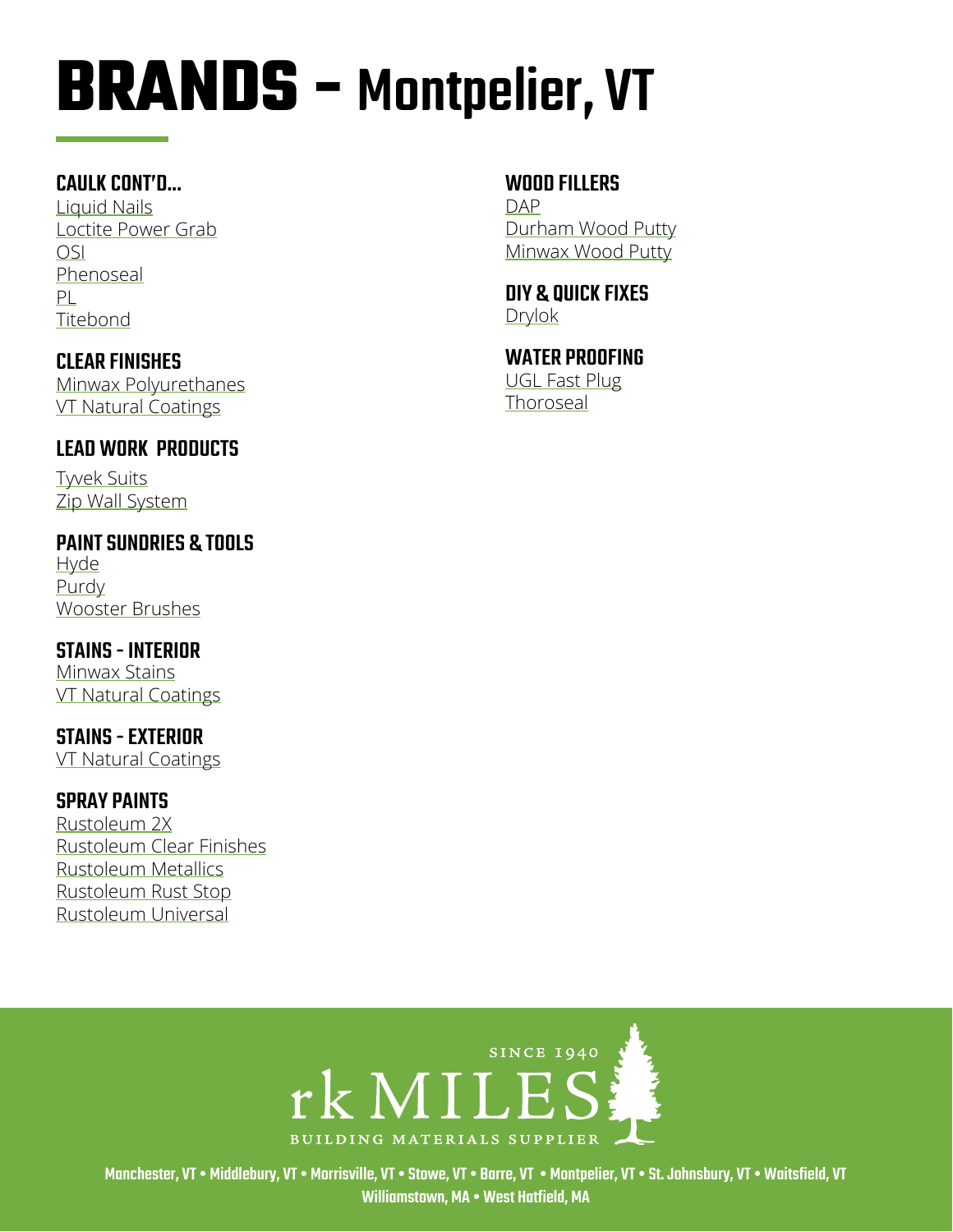# BRANDS – Montpelier, VT

### CAULK CONT'D...

Liquid Nails
Loctite Power Grab
OSI
Phenoseal
PL
Titebond

### CLEAR FINISHES

Minwax Polyurethanes
VT Natural Coatings

### LEAD WORK PRODUCTS

Tyvek Suits
Zip Wall System

### PAINT SUNDRIES & TOOLS

Hyde
Purdy
Wooster Brushes

### STAINS - INTERIOR

Minwax Stains
VT Natural Coatings

### STAINS - EXTERIOR

VT Natural Coatings

### SPRAY PAINTS

Rustoleum 2X
Rustoleum Clear Finishes
Rustoleum Metallics
Rustoleum Rust Stop
Rustoleum Universal

### WOOD FILLERS

DAP
Durham Wood Putty
Minwax Wood Putty

### DIY & QUICK FIXES

Drylok

### WATER PROOFING

UGL Fast Plug
Thoroseal

SINCE 1940
rk MILES
BUILDING MATERIALS SUPPLIER

Manchester, VT • Middlebury, VT • Morrisville, VT • Stowe, VT • Barre, VT • Montpelier, VT • St. Johnsbury, VT • Waitsfield, VT
Williamstown, MA • West Hatfield, MA